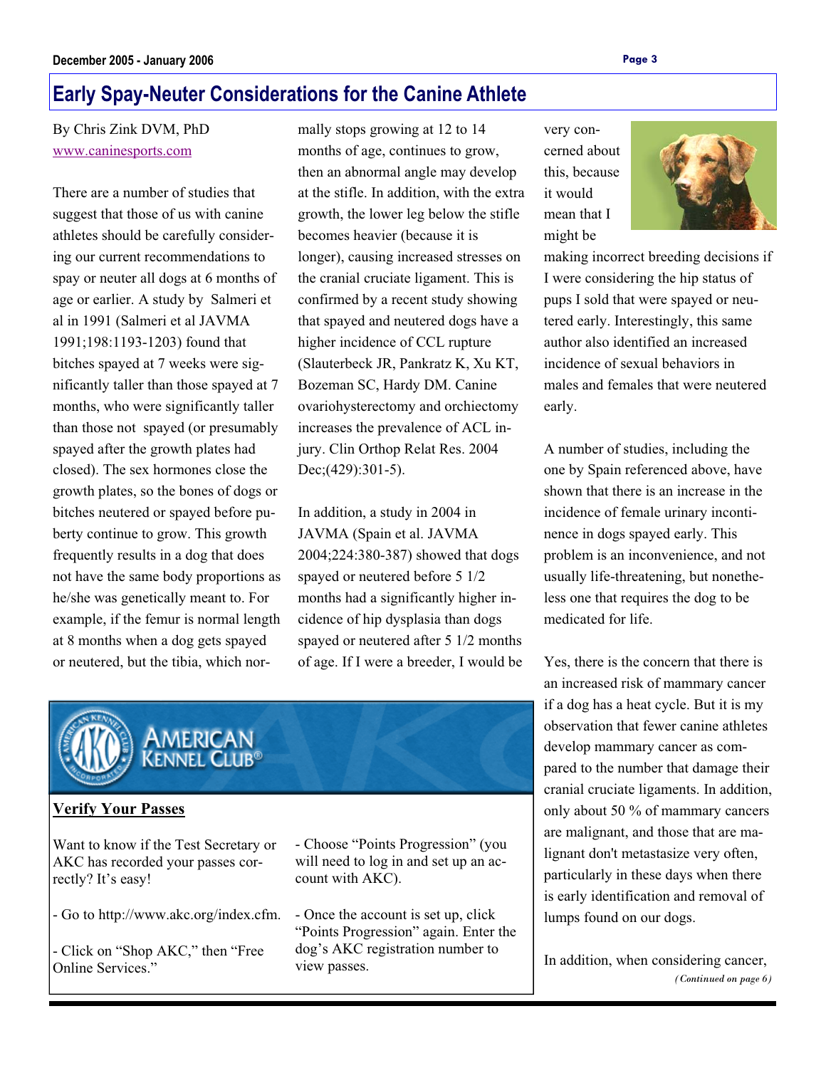## Early Spay-Neuter Considerations for the Canine Athlete

By Chris Zink DVM, PhD
www.caninesports.com

There are a number of studies that suggest that those of us with canine athletes should be carefully considering our current recommendations to spay or neuter all dogs at 6 months of age or earlier. A study by Salmeri et al in 1991 (Salmeri et al JAVMA 1991;198:1193-1203) found that bitches spayed at 7 weeks were significantly taller than those spayed at 7 months, who were significantly taller than those not spayed (or presumably spayed after the growth plates had closed). The sex hormones close the growth plates, so the bones of dogs or bitches neutered or spayed before puberty continue to grow. This growth frequently results in a dog that does not have the same body proportions as he/she was genetically meant to. For example, if the femur is normal length at 8 months when a dog gets spayed or neutered, but the tibia, which normally stops growing at 12 to 14 months of age, continues to grow, then an abnormal angle may develop at the stifle. In addition, with the extra growth, the lower leg below the stifle becomes heavier (because it is longer), causing increased stresses on the cranial cruciate ligament. This is confirmed by a recent study showing that spayed and neutered dogs have a higher incidence of CCL rupture (Slauterbeck JR, Pankratz K, Xu KT, Bozeman SC, Hardy DM. Canine ovariohysterectomy and orchiectomy increases the prevalence of ACL injury. Clin Orthop Relat Res. 2004 Dec;(429):301-5).

In addition, a study in 2004 in JAVMA (Spain et al. JAVMA 2004;224:380-387) showed that dogs spayed or neutered before 5 1/2 months had a significantly higher incidence of hip dysplasia than dogs spayed or neutered after 5 1/2 months of age. If I were a breeder, I would be very concerned about this, because it would mean that I might be making incorrect breeding decisions if I were considering the hip status of pups I sold that were spayed or neutered early. Interestingly, this same author also identified an increased incidence of sexual behaviors in males and females that were neutered early.

A number of studies, including the one by Spain referenced above, have shown that there is an increase in the incidence of female urinary incontinence in dogs spayed early. This problem is an inconvenience, and not usually life-threatening, but nonetheless one that requires the dog to be medicated for life.

Yes, there is the concern that there is an increased risk of mammary cancer if a dog has a heat cycle. But it is my observation that fewer canine athletes develop mammary cancer as compared to the number that damage their cranial cruciate ligaments. In addition, only about 50 % of mammary cancers are malignant, and those that are malignant don't metastasize very often, particularly in these days when there is early identification and removal of lumps found on our dogs.

In addition, when considering cancer,

*(Continued on page 6)*

---

AMERICAN KENNEL CLUB®

### Verify Your Passes

Want to know if the Test Secretary or AKC has recorded your passes correctly? It's easy!

- Go to http://www.akc.org/index.cfm.
- Click on "Shop AKC," then "Free Online Services."
- Choose "Points Progression" (you will need to log in and set up an account with AKC).
- Once the account is set up, click "Points Progression" again. Enter the dog's AKC registration number to view passes.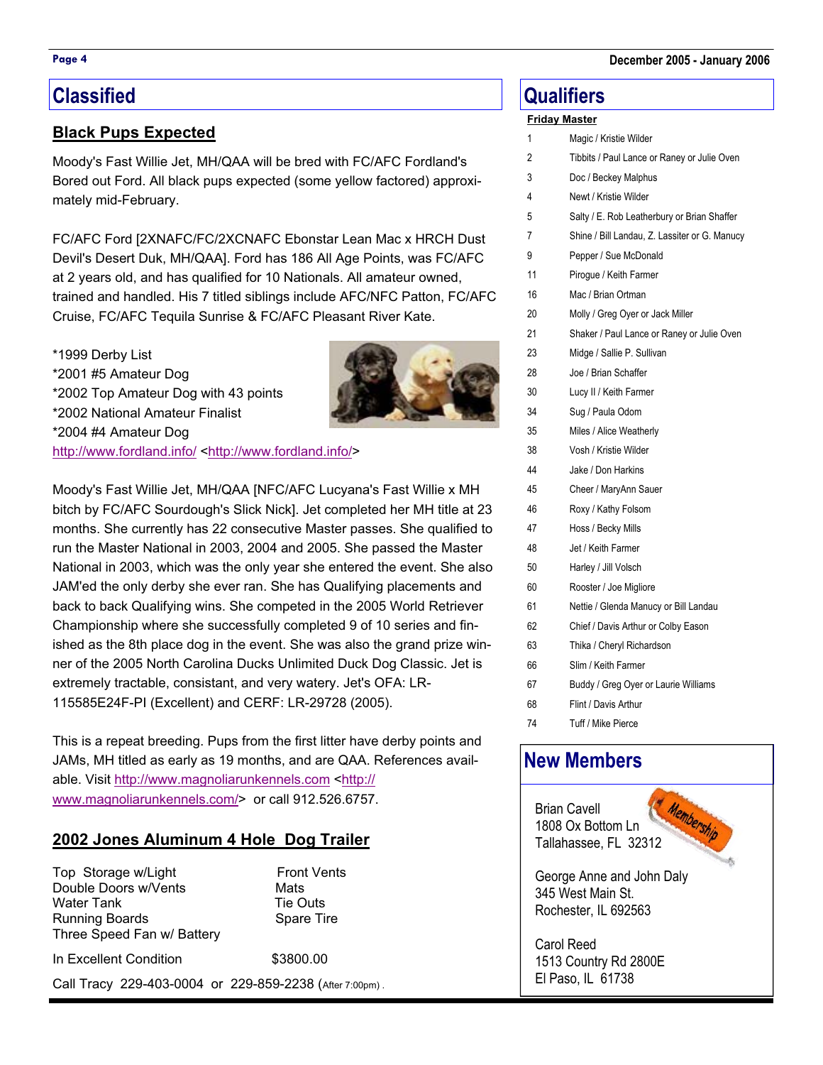# Classified

## Black Pups Expected

Moody's Fast Willie Jet, MH/QAA will be bred with FC/AFC Fordland's Bored out Ford. All black pups expected (some yellow factored) approximately mid-February.

FC/AFC Ford [2XNAFC/FC/2XCNAFC Ebonstar Lean Mac x HRCH Dust Devil's Desert Duk, MH/QAA]. Ford has 186 All Age Points, was FC/AFC at 2 years old, and has qualified for 10 Nationals. All amateur owned, trained and handled. His 7 titled siblings include AFC/NFC Patton, FC/AFC Cruise, FC/AFC Tequila Sunrise & FC/AFC Pleasant River Kate.

*1999 Derby List
*2001 #5 Amateur Dog
*2002 Top Amateur Dog with 43 points
*2002 National Amateur Finalist
*2004 #4 Amateur Dog
http://www.fordland.info/ <http://www.fordland.info/>

Moody's Fast Willie Jet, MH/QAA [NFC/AFC Lucyana's Fast Willie x MH bitch by FC/AFC Sourdough's Slick Nick]. Jet completed her MH title at 23 months. She currently has 22 consecutive Master passes. She qualified to run the Master National in 2003, 2004 and 2005. She passed the Master National in 2003, which was the only year she entered the event. She also JAM'ed the only derby she ever ran. She has Qualifying placements and back to back Qualifying wins. She competed in the 2005 World Retriever Championship where she successfully completed 9 of 10 series and finished as the 8th place dog in the event. She was also the grand prize winner of the 2005 North Carolina Ducks Unlimited Duck Dog Classic. Jet is extremely tractable, consistant, and very watery. Jet's OFA: LR-115585E24F-PI (Excellent) and CERF: LR-29728 (2005).

This is a repeat breeding. Pups from the first litter have derby points and JAMs, MH titled as early as 19 months, and are QAA. References available. Visit http://www.magnoliarunkennels.com <http://www.magnoliarunkennels.com/> or call 912.526.6757.

## 2002 Jones Aluminum 4 Hole Dog Trailer

| | |
|---|---|
| Top Storage w/Light | Front Vents |
| Double Doors w/Vents | Mats |
| Water Tank | Tie Outs |
| Running Boards | Spare Tire |
| Three Speed Fan w/ Battery | |
| In Excellent Condition | $3800.00 |

Call Tracy 229-403-0004 or 229-859-2238 (After 7:00pm) .

# Qualifiers

**Friday Master**

| | |
|---|---|
| 1 | Magic / Kristie Wilder |
| 2 | Tibbits / Paul Lance or Raney or Julie Oven |
| 3 | Doc / Beckey Malphus |
| 4 | Newt / Kristie Wilder |
| 5 | Salty / E. Rob Leatherbury or Brian Shaffer |
| 7 | Shine / Bill Landau, Z. Lassiter or G. Manucy |
| 9 | Pepper / Sue McDonald |
| 11 | Pirogue / Keith Farmer |
| 16 | Mac / Brian Ortman |
| 20 | Molly / Greg Oyer or Jack Miller |
| 21 | Shaker / Paul Lance or Raney or Julie Oven |
| 23 | Midge / Sallie P. Sullivan |
| 28 | Joe / Brian Schaffer |
| 30 | Lucy II / Keith Farmer |
| 34 | Sug / Paula Odom |
| 35 | Miles / Alice Weatherly |
| 38 | Vosh / Kristie Wilder |
| 44 | Jake / Don Harkins |
| 45 | Cheer / MaryAnn Sauer |
| 46 | Roxy / Kathy Folsom |
| 47 | Hoss / Becky Mills |
| 48 | Jet / Keith Farmer |
| 50 | Harley / Jill Volsch |
| 60 | Rooster / Joe Migliore |
| 61 | Nettie / Glenda Manucy or Bill Landau |
| 62 | Chief / Davis Arthur or Colby Eason |
| 63 | Thika / Cheryl Richardson |
| 66 | Slim / Keith Farmer |
| 67 | Buddy / Greg Oyer or Laurie Williams |
| 68 | Flint / Davis Arthur |
| 74 | Tuff / Mike Pierce |

# New Members

Brian Cavell
1808 Ox Bottom Ln
Tallahassee, FL 32312

George Anne and John Daly
345 West Main St.
Rochester, IL 692563

Carol Reed
1513 Country Rd 2800E
El Paso, IL 61738